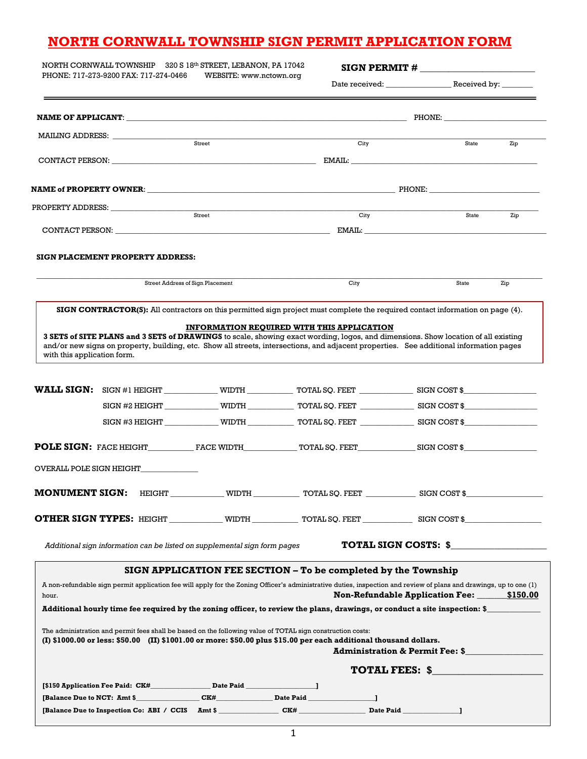# NORTH CORNWALL TOWNSHIP SIGN PERMIT APPLICATION FORM

NORTH CORNWALL TOWNSHIP 320 S 18th STREET, LEBANON, PA 17042
PHONE: 717-273-9200 FAX: 717-274-0466 WEBSITE: www.nctown.org

**SIGN PERMIT #** ________________________

Date received: _______________ Received by: _______

---

**NAME OF APPLICANT**: ____________________________________________ PHONE: ____________________

MAILING ADDRESS: ______________________________________________________________________
Street City State Zip

CONTACT PERSON: ______________________________ EMAIL: ______________________________

**NAME of PROPERTY OWNER**: ____________________________________________ PHONE: ____________________

PROPERTY ADDRESS: ______________________________________________________________________
Street City State Zip

CONTACT PERSON: ______________________________ EMAIL: ______________________________

**SIGN PLACEMENT PROPERTY ADDRESS:**

______________________________________________________________________
Street Address of Sign Placement City State Zip

**SIGN CONTRACTOR(S):** All contractors on this permitted sign project must complete the required contact information on page (4).

**INFORMATION REQUIRED WITH THIS APPLICATION**

**3 SETS of SITE PLANS and 3 SETS of DRAWINGS** to scale, showing exact wording, logos, and dimensions. Show location of all existing and/or new signs on property, building, etc. Show all streets, intersections, and adjacent properties. See additional information pages with this application form.

**WALL SIGN:** SIGN #1 HEIGHT __________ WIDTH __________ TOTAL SQ. FEET __________ SIGN COST $______________

SIGN #2 HEIGHT __________ WIDTH __________ TOTAL SQ. FEET __________ SIGN COST $______________

SIGN #3 HEIGHT __________ WIDTH __________ TOTAL SQ. FEET __________ SIGN COST $______________

**POLE SIGN:** FACE HEIGHT__________ FACE WIDTH__________ TOTAL SQ. FEET__________ SIGN COST $______________

OVERALL POLE SIGN HEIGHT____________

**MONUMENT SIGN:** HEIGHT __________ WIDTH __________ TOTAL SQ. FEET __________ SIGN COST $______________

**OTHER SIGN TYPES:** HEIGHT __________ WIDTH __________ TOTAL SQ. FEET __________ SIGN COST $______________

*Additional sign information can be listed on supplemental sign form pages* **TOTAL SIGN COSTS: $**________________

## SIGN APPLICATION FEE SECTION – To be completed by the Township

A non-refundable sign permit application fee will apply for the Zoning Officer's administrative duties, inspection and review of plans and drawings, up to one (1) hour.

**Non-Refundable Application Fee: _______$150.00**

**Additional hourly time fee required by the zoning officer, to review the plans, drawings, or conduct a site inspection: $**____________

The administration and permit fees shall be based on the following value of TOTAL sign construction costs:
**(I) $1000.00 or less: $50.00 (II) $1001.00 or more: $50.00 plus $15.00 per each additional thousand dollars.**

**Administration & Permit Fee: $**______________

**TOTAL FEES: $**__________________

**[$150 Application Fee Paid: CK#**______________ **Date Paid** ________________**]**

**[Balance Due to NCT: Amt $**______________ **CK#**______________ **Date Paid** ________________**]**

**[Balance Due to Inspection Co: ABI / CCIS Amt $** ______________ **CK#** ______________ **Date Paid** ______________**]**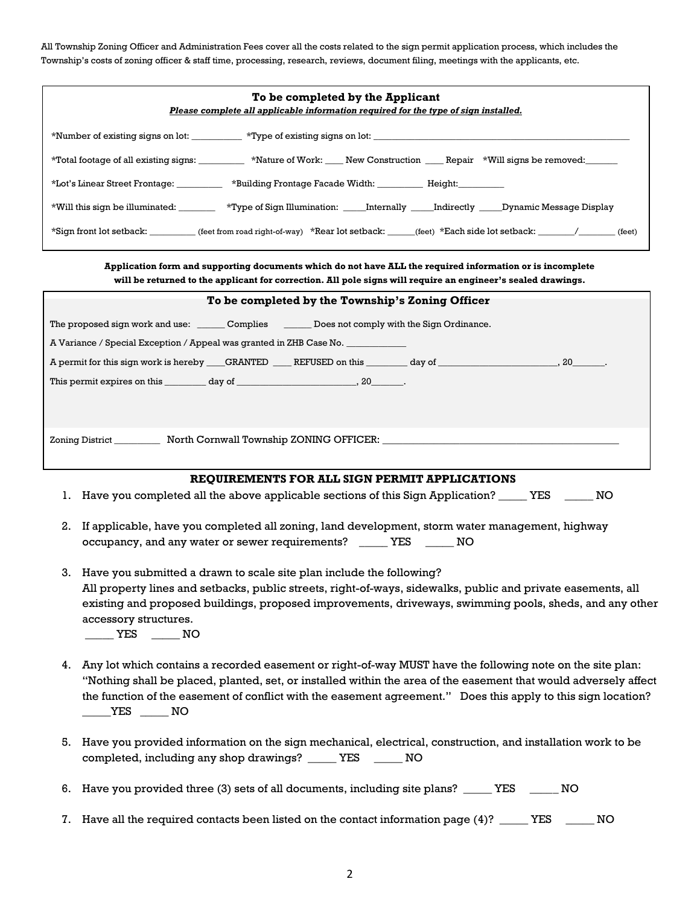All Township Zoning Officer and Administration Fees cover all the costs related to the sign permit application process, which includes the Township's costs of zoning officer & staff time, processing, research, reviews, document filing, meetings with the applicants, etc.

**To be completed by the Applicant**

***Please complete all applicable information required for the type of sign installed.***

*Number of existing signs on lot: __________ *Type of existing signs on lot: ______________________________________________________

*Total footage of all existing signs: _________ *Nature of Work: ____ New Construction ____ Repair *Will signs be removed:_______

*Lot's Linear Street Frontage: _________ *Building Frontage Facade Width: _________ Height:_________

*Will this sign be illuminated: ________ *Type of Sign Illumination: _____Internally _____Indirectly _____Dynamic Message Display

*Sign front lot setback: _________ (feet from road right-of-way) *Rear lot setback: ______(feet) *Each side lot setback: ________/________ (feet)

**Application form and supporting documents which do not have ALL the required information or is incomplete will be returned to the applicant for correction. All pole signs will require an engineer's sealed drawings.**

**To be completed by the Township's Zoning Officer**

The proposed sign work and use: ______ Complies ______ Does not comply with the Sign Ordinance.

A Variance / Special Exception / Appeal was granted in ZHB Case No. ____________

A permit for this sign work is hereby ____GRANTED ____ REFUSED on this ________ day of ________________________, 20_______.

This permit expires on this ________ day of ________________________, 20_______.

Zoning District _________ North Cornwall Township ZONING OFFICER: _____________________________________________

**REQUIREMENTS FOR ALL SIGN PERMIT APPLICATIONS**

1. Have you completed all the above applicable sections of this Sign Application? _____ YES _____ NO
2. If applicable, have you completed all zoning, land development, storm water management, highway occupancy, and any water or sewer requirements? _____ YES _____ NO
3. Have you submitted a drawn to scale site plan include the following?
   All property lines and setbacks, public streets, right-of-ways, sidewalks, public and private easements, all existing and proposed buildings, proposed improvements, driveways, swimming pools, sheds, and any other accessory structures.
   _____ YES _____ NO
4. Any lot which contains a recorded easement or right-of-way MUST have the following note on the site plan: "Nothing shall be placed, planted, set, or installed within the area of the easement that would adversely affect the function of the easement of conflict with the easement agreement." Does this apply to this sign location? _____YES _____ NO
5. Have you provided information on the sign mechanical, electrical, construction, and installation work to be completed, including any shop drawings? _____ YES _____ NO
6. Have you provided three (3) sets of all documents, including site plans? _____ YES _____ NO
7. Have all the required contacts been listed on the contact information page (4)? _____ YES _____ NO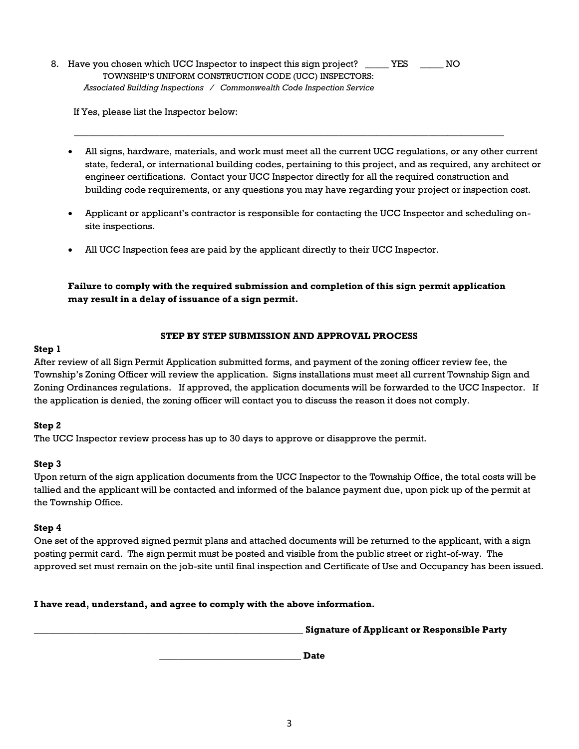8. Have you chosen which UCC Inspector to inspect this sign project? _____ YES _____ NO

   TOWNSHIP'S UNIFORM CONSTRUCTION CODE (UCC) INSPECTORS:
   *Associated Building Inspections / Commonwealth Code Inspection Service*

   If Yes, please list the Inspector below:

   ______________________________________________________________________________________

- All signs, hardware, materials, and work must meet all the current UCC regulations, or any other current state, federal, or international building codes, pertaining to this project, and as required, any architect or engineer certifications. Contact your UCC Inspector directly for all the required construction and building code requirements, or any questions you may have regarding your project or inspection cost.

- Applicant or applicant's contractor is responsible for contacting the UCC Inspector and scheduling on-site inspections.

- All UCC Inspection fees are paid by the applicant directly to their UCC Inspector.

**Failure to comply with the required submission and completion of this sign permit application may result in a delay of issuance of a sign permit.**

## STEP BY STEP SUBMISSION AND APPROVAL PROCESS

**Step 1**

After review of all Sign Permit Application submitted forms, and payment of the zoning officer review fee, the Township's Zoning Officer will review the application. Signs installations must meet all current Township Sign and Zoning Ordinances regulations. If approved, the application documents will be forwarded to the UCC Inspector. If the application is denied, the zoning officer will contact you to discuss the reason it does not comply.

**Step 2**

The UCC Inspector review process has up to 30 days to approve or disapprove the permit.

**Step 3**

Upon return of the sign application documents from the UCC Inspector to the Township Office, the total costs will be tallied and the applicant will be contacted and informed of the balance payment due, upon pick up of the permit at the Township Office.

**Step 4**

One set of the approved signed permit plans and attached documents will be returned to the applicant, with a sign posting permit card. The sign permit must be posted and visible from the public street or right-of-way. The approved set must remain on the job-site until final inspection and Certificate of Use and Occupancy has been issued.

**I have read, understand, and agree to comply with the above information.**

___________________________________________________________ **Signature of Applicant or Responsible Party**

______________________________ **Date**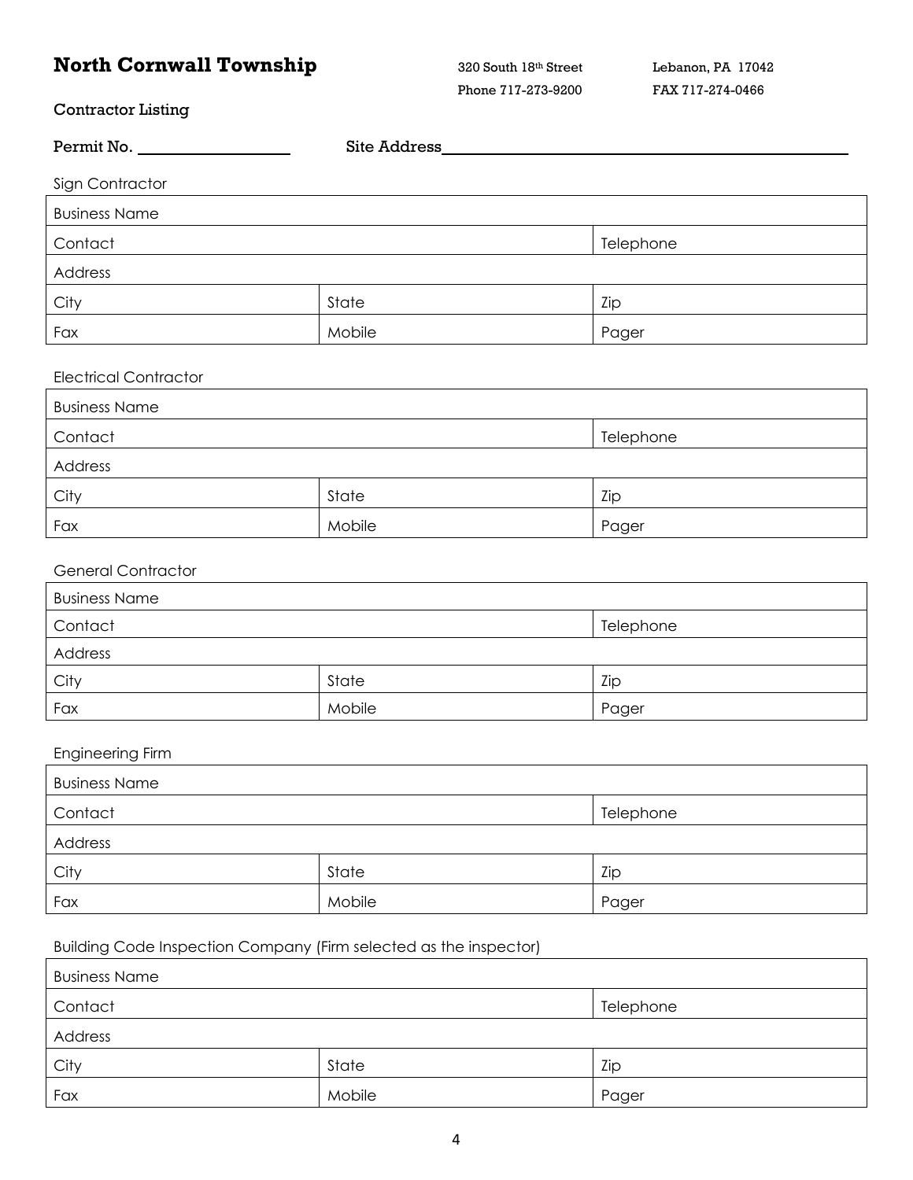## North Cornwall Township

320 South 18th Street  
Lebanon, PA 17042  
Phone 717-273-9200  
FAX 717-274-0466

Contractor Listing

Permit No. ____________ Site Address ______________________________

Sign Contractor

| | | |
|---|---|---|
| Business Name | | |
| Contact | | Telephone |
| Address | | |
| City | State | Zip |
| Fax | Mobile | Pager |

Electrical Contractor

| | | |
|---|---|---|
| Business Name | | |
| Contact | | Telephone |
| Address | | |
| City | State | Zip |
| Fax | Mobile | Pager |

General Contractor

| | | |
|---|---|---|
| Business Name | | |
| Contact | | Telephone |
| Address | | |
| City | State | Zip |
| Fax | Mobile | Pager |

Engineering Firm

| | | |
|---|---|---|
| Business Name | | |
| Contact | | Telephone |
| Address | | |
| City | State | Zip |
| Fax | Mobile | Pager |

Building Code Inspection Company (Firm selected as the inspector)

| | | |
|---|---|---|
| Business Name | | |
| Contact | | Telephone |
| Address | | |
| City | State | Zip |
| Fax | Mobile | Pager |